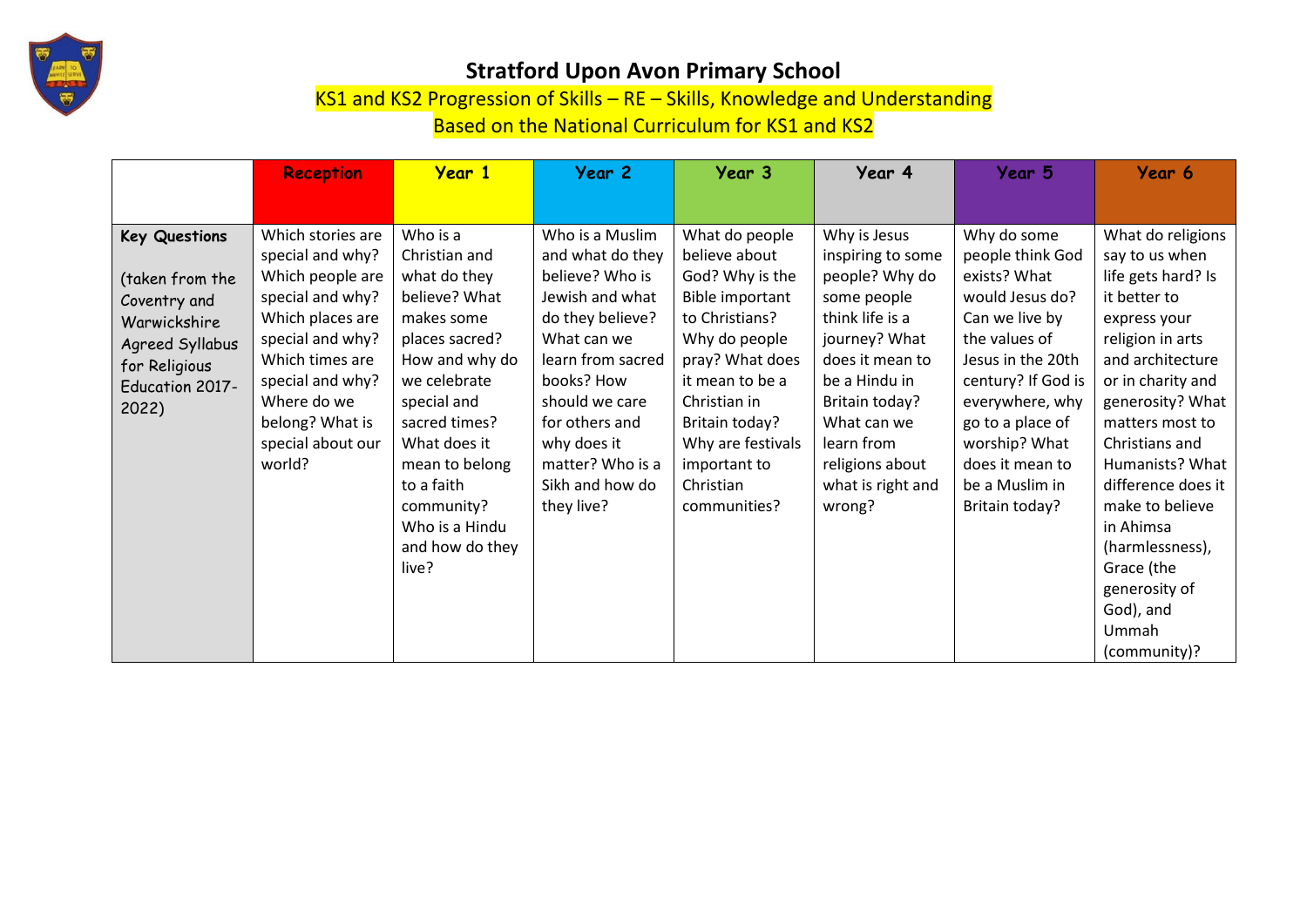# Stratford Upon Avon Primary School

## KS1 and KS2 Progression of Skills – RE – Skills, Knowledge and Understanding

### Based on the National Curriculum for KS1 and KS2

| | Reception | Year 1 | Year 2 | Year 3 | Year 4 | Year 5 | Year 6 |
|---|---|---|---|---|---|---|---|
| **Key Questions** (taken from the Coventry and Warwickshire Agreed Syllabus for Religious Education 2017-2022) | Which stories are special and why? Which people are special and why? Which places are special and why? Which times are special and why? Where do we belong? What is special about our world? | Who is a Christian and what do they believe? What makes some places sacred? How and why do we celebrate special and sacred times? What does it mean to belong to a faith community? Who is a Hindu and how do they live? | Who is a Muslim and what do they believe? Who is Jewish and what do they believe? What can we learn from sacred books? How should we care for others and why does it matter? Who is a Sikh and how do they live? | What do people believe about God? Why is the Bible important to Christians? Why do people pray? What does it mean to be a Christian in Britain today? Why are festivals important to Christian communities? | Why is Jesus inspiring to some people? Why do some people think life is a journey? What does it mean to be a Hindu in Britain today? What can we learn from religions about what is right and wrong? | Why do some people think God exists? What would Jesus do? Can we live by the values of Jesus in the 20th century? If God is everywhere, why go to a place of worship? What does it mean to be a Muslim in Britain today? | What do religions say to us when life gets hard? Is it better to express your religion in arts and architecture or in charity and generosity? What matters most to Christians and Humanists? What difference does it make to believe in Ahimsa (harmlessness), Grace (the generosity of God), and Ummah (community)? |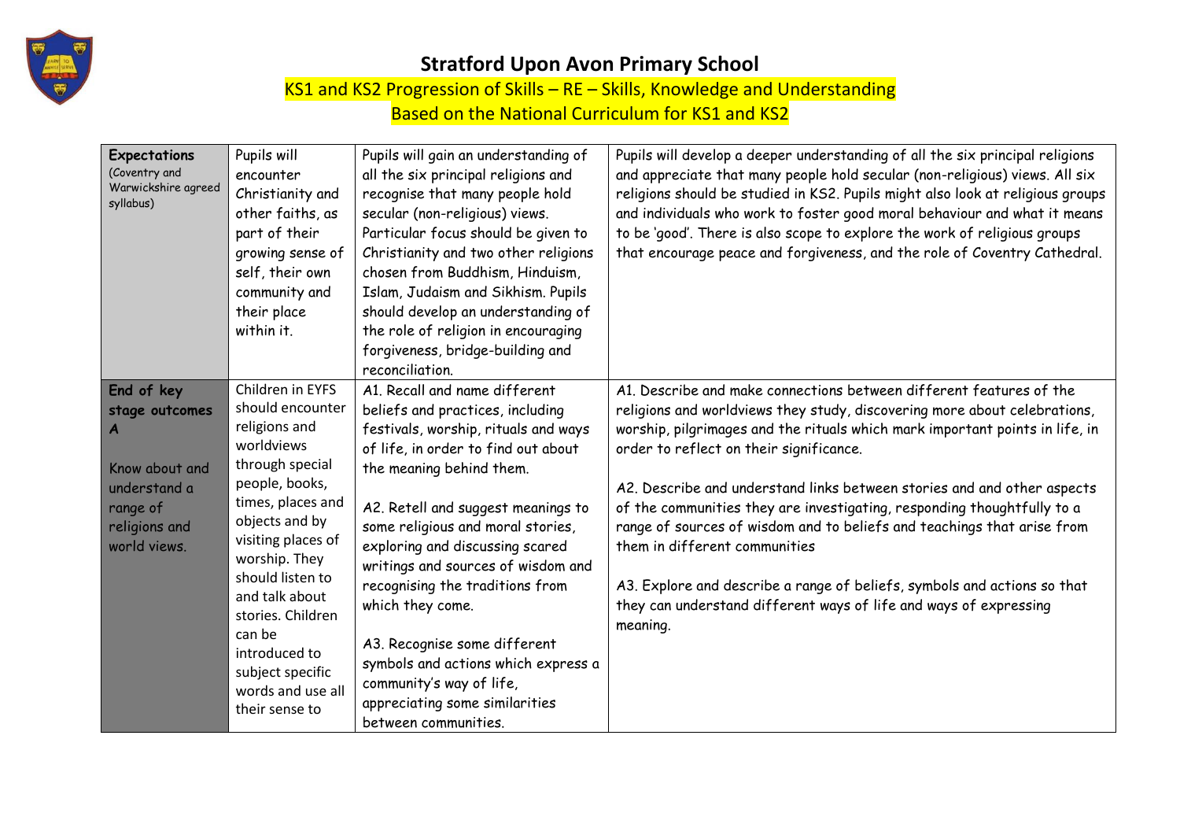# Stratford Upon Avon Primary School

## KS1 and KS2 Progression of Skills – RE – Skills, Knowledge and Understanding

## Based on the National Curriculum for KS1 and KS2

| **Expectations** (Coventry and Warwickshire agreed syllabus) | Pupils will encounter Christianity and other faiths, as part of their growing sense of self, their own community and their place within it. | Pupils will gain an understanding of all the six principal religions and recognise that many people hold secular (non-religious) views. Particular focus should be given to Christianity and two other religions chosen from Buddhism, Hinduism, Islam, Judaism and Sikhism. Pupils should develop an understanding of the role of religion in encouraging forgiveness, bridge-building and reconciliation. | Pupils will develop a deeper understanding of all the six principal religions and appreciate that many people hold secular (non-religious) views. All six religions should be studied in KS2. Pupils might also look at religious groups and individuals who work to foster good moral behaviour and what it means to be 'good'. There is also scope to explore the work of religious groups that encourage peace and forgiveness, and the role of Coventry Cathedral. |
|---|---|---|---|
| **End of key stage outcomes A**<br><br>Know about and understand a range of religions and world views. | Children in EYFS should encounter religions and worldviews through special people, books, times, places and objects and by visiting places of worship. They should listen to and talk about stories. Children can be introduced to subject specific words and use all their sense to | A1. Recall and name different beliefs and practices, including festivals, worship, rituals and ways of life, in order to find out about the meaning behind them.<br><br>A2. Retell and suggest meanings to some religious and moral stories, exploring and discussing scared writings and sources of wisdom and recognising the traditions from which they come.<br><br>A3. Recognise some different symbols and actions which express a community's way of life, appreciating some similarities between communities. | A1. Describe and make connections between different features of the religions and worldviews they study, discovering more about celebrations, worship, pilgrimages and the rituals which mark important points in life, in order to reflect on their significance.<br><br>A2. Describe and understand links between stories and and other aspects of the communities they are investigating, responding thoughtfully to a range of sources of wisdom and to beliefs and teachings that arise from them in different communities<br><br>A3. Explore and describe a range of beliefs, symbols and actions so that they can understand different ways of life and ways of expressing meaning. |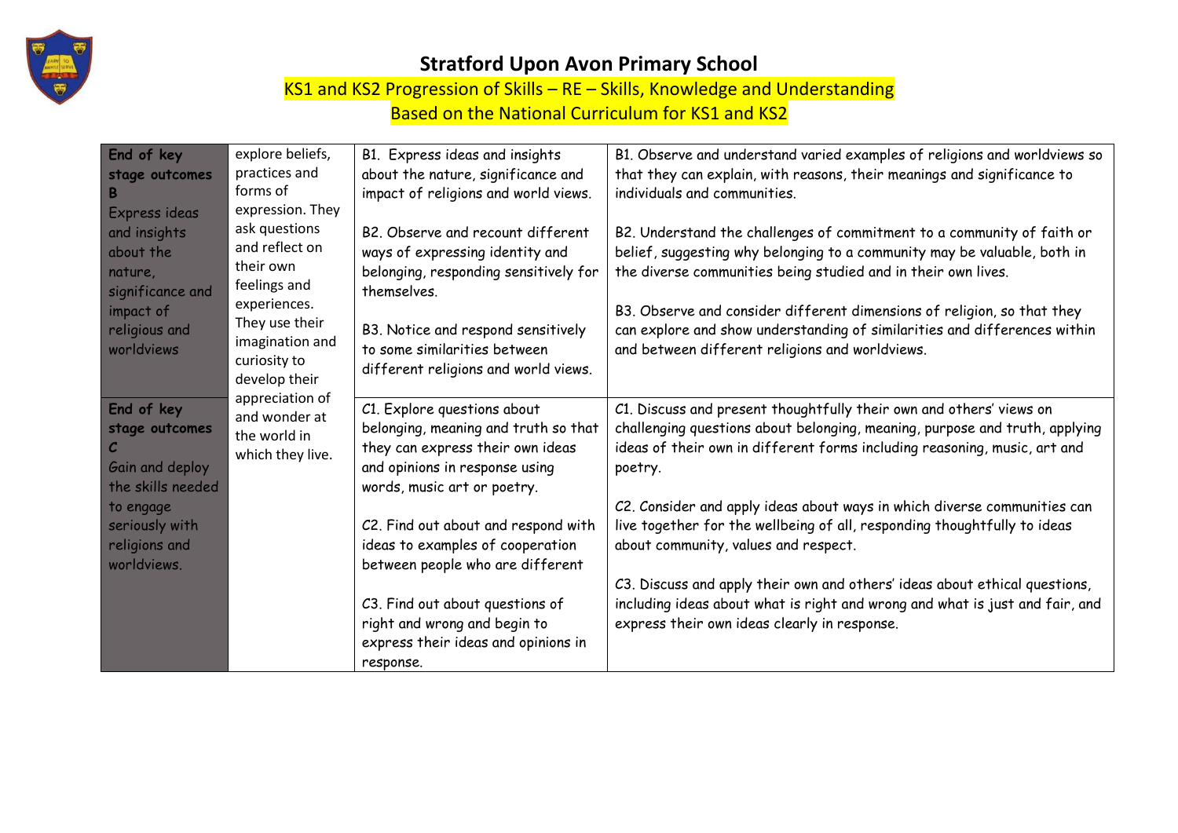# Stratford Upon Avon Primary School

## KS1 and KS2 Progression of Skills – RE – Skills, Knowledge and Understanding

## Based on the National Curriculum for KS1 and KS2

| | | | |
|---|---|---|---|
| **End of key stage outcomes B** Express ideas and insights about the nature, significance and impact of religious and worldviews | explore beliefs, practices and forms of expression. They ask questions and reflect on their own feelings and experiences. They use their imagination and curiosity to develop their appreciation of and wonder at the world in which they live. | B1. Express ideas and insights about the nature, significance and impact of religions and world views.<br><br>B2. Observe and recount different ways of expressing identity and belonging, responding sensitively for themselves.<br><br>B3. Notice and respond sensitively to some similarities between different religions and world views. | B1. Observe and understand varied examples of religions and worldviews so that they can explain, with reasons, their meanings and significance to individuals and communities.<br><br>B2. Understand the challenges of commitment to a community of faith or belief, suggesting why belonging to a community may be valuable, both in the diverse communities being studied and in their own lives.<br><br>B3. Observe and consider different dimensions of religion, so that they can explore and show understanding of similarities and differences within and between different religions and worldviews. |
| **End of key stage outcomes C** Gain and deploy the skills needed to engage seriously with religions and worldviews. | | C1. Explore questions about belonging, meaning and truth so that they can express their own ideas and opinions in response using words, music art or poetry.<br><br>C2. Find out about and respond with ideas to examples of cooperation between people who are different<br><br>C3. Find out about questions of right and wrong and begin to express their ideas and opinions in response. | C1. Discuss and present thoughtfully their own and others' views on challenging questions about belonging, meaning, purpose and truth, applying ideas of their own in different forms including reasoning, music, art and poetry.<br><br>C2. Consider and apply ideas about ways in which diverse communities can live together for the wellbeing of all, responding thoughtfully to ideas about community, values and respect.<br><br>C3. Discuss and apply their own and others' ideas about ethical questions, including ideas about what is right and wrong and what is just and fair, and express their own ideas clearly in response. |